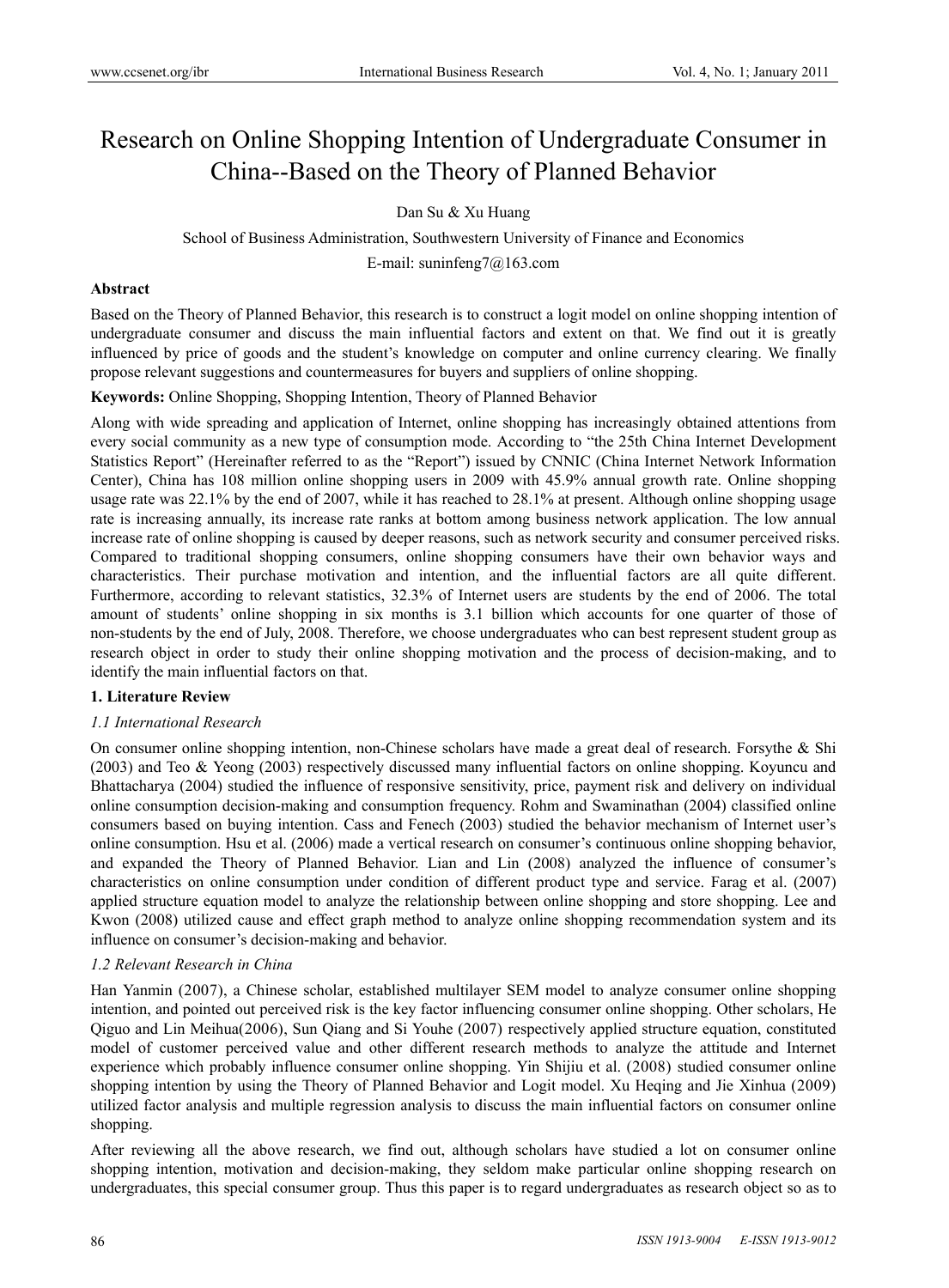# Research on Online Shopping Intention of Undergraduate Consumer in China--Based on the Theory of Planned Behavior

Dan Su & Xu Huang

School of Business Administration, Southwestern University of Finance and Economics

E-mail: suninfeng7@163.com

## Abstract

Based on the Theory of Planned Behavior, this research is to construct a logit model on online shopping intention of undergraduate consumer and discuss the main influential factors and extent on that. We find out it is greatly influenced by price of goods and the student's knowledge on computer and online currency clearing. We finally propose relevant suggestions and countermeasures for buyers and suppliers of online shopping.

**Keywords:** Online Shopping, Shopping Intention, Theory of Planned Behavior

Along with wide spreading and application of Internet, online shopping has increasingly obtained attentions from every social community as a new type of consumption mode. According to "the 25th China Internet Development Statistics Report" (Hereinafter referred to as the "Report") issued by CNNIC (China Internet Network Information Center), China has 108 million online shopping users in 2009 with 45.9% annual growth rate. Online shopping usage rate was 22.1% by the end of 2007, while it has reached to 28.1% at present. Although online shopping usage rate is increasing annually, its increase rate ranks at bottom among business network application. The low annual increase rate of online shopping is caused by deeper reasons, such as network security and consumer perceived risks. Compared to traditional shopping consumers, online shopping consumers have their own behavior ways and characteristics. Their purchase motivation and intention, and the influential factors are all quite different. Furthermore, according to relevant statistics, 32.3% of Internet users are students by the end of 2006. The total amount of students' online shopping in six months is 3.1 billion which accounts for one quarter of those of non-students by the end of July, 2008. Therefore, we choose undergraduates who can best represent student group as research object in order to study their online shopping motivation and the process of decision-making, and to identify the main influential factors on that.

## 1. Literature Review

### *1.1 International Research*

On consumer online shopping intention, non-Chinese scholars have made a great deal of research. Forsythe & Shi (2003) and Teo & Yeong (2003) respectively discussed many influential factors on online shopping. Koyuncu and Bhattacharya (2004) studied the influence of responsive sensitivity, price, payment risk and delivery on individual online consumption decision-making and consumption frequency. Rohm and Swaminathan (2004) classified online consumers based on buying intention. Cass and Fenech (2003) studied the behavior mechanism of Internet user's online consumption. Hsu et al. (2006) made a vertical research on consumer's continuous online shopping behavior, and expanded the Theory of Planned Behavior. Lian and Lin (2008) analyzed the influence of consumer's characteristics on online consumption under condition of different product type and service. Farag et al. (2007) applied structure equation model to analyze the relationship between online shopping and store shopping. Lee and Kwon (2008) utilized cause and effect graph method to analyze online shopping recommendation system and its influence on consumer's decision-making and behavior.

### *1.2 Relevant Research in China*

Han Yanmin (2007), a Chinese scholar, established multilayer SEM model to analyze consumer online shopping intention, and pointed out perceived risk is the key factor influencing consumer online shopping. Other scholars, He Qiguo and Lin Meihua(2006), Sun Qiang and Si Youhe (2007) respectively applied structure equation, constituted model of customer perceived value and other different research methods to analyze the attitude and Internet experience which probably influence consumer online shopping. Yin Shijiu et al. (2008) studied consumer online shopping intention by using the Theory of Planned Behavior and Logit model. Xu Heqing and Jie Xinhua (2009) utilized factor analysis and multiple regression analysis to discuss the main influential factors on consumer online shopping.

After reviewing all the above research, we find out, although scholars have studied a lot on consumer online shopping intention, motivation and decision-making, they seldom make particular online shopping research on undergraduates, this special consumer group. Thus this paper is to regard undergraduates as research object so as to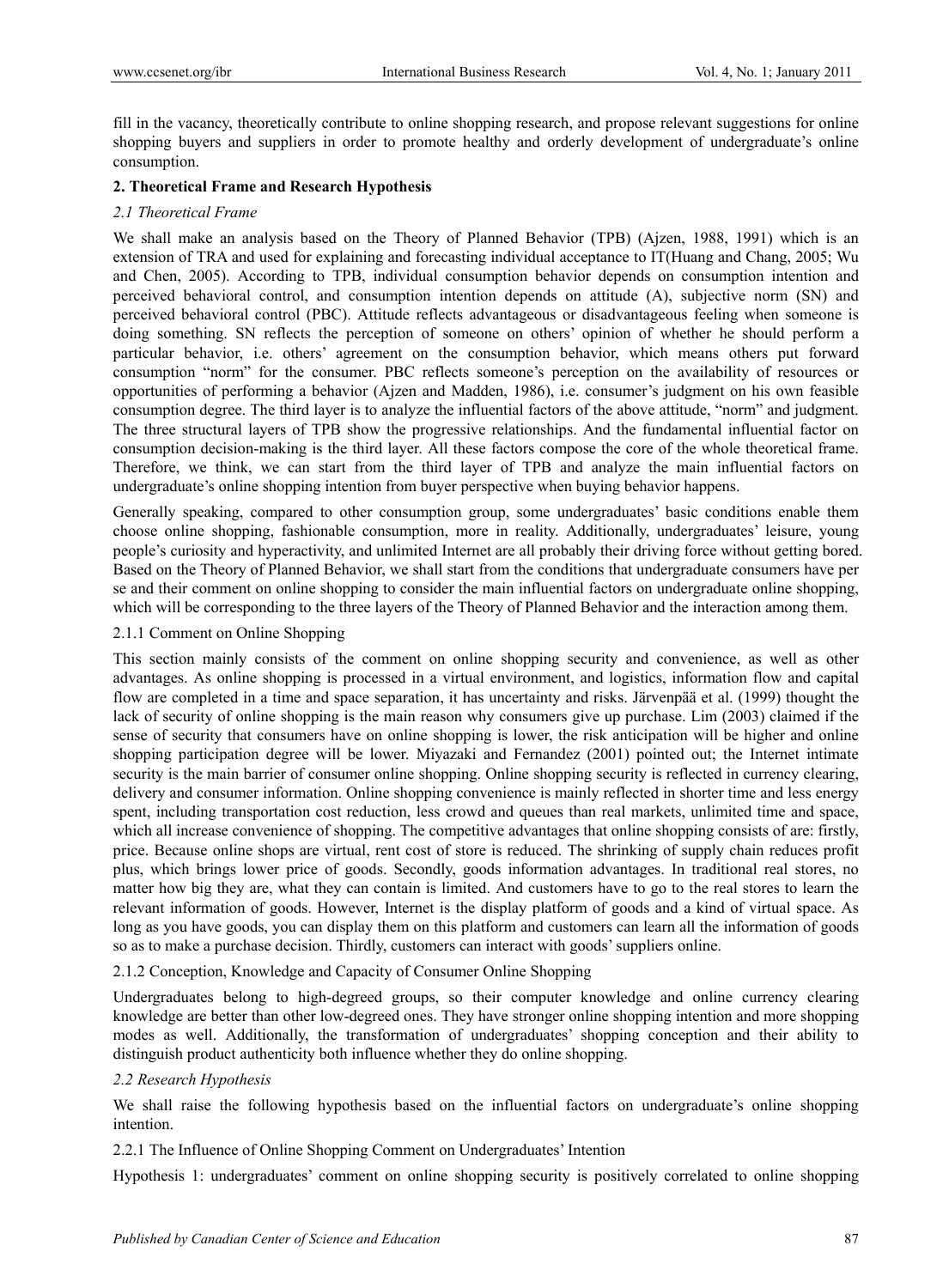fill in the vacancy, theoretically contribute to online shopping research, and propose relevant suggestions for online shopping buyers and suppliers in order to promote healthy and orderly development of undergraduate's online consumption.

## 2. Theoretical Frame and Research Hypothesis

### *2.1 Theoretical Frame*

We shall make an analysis based on the Theory of Planned Behavior (TPB) (Ajzen, 1988, 1991) which is an extension of TRA and used for explaining and forecasting individual acceptance to IT(Huang and Chang, 2005; Wu and Chen, 2005). According to TPB, individual consumption behavior depends on consumption intention and perceived behavioral control, and consumption intention depends on attitude (A), subjective norm (SN) and perceived behavioral control (PBC). Attitude reflects advantageous or disadvantageous feeling when someone is doing something. SN reflects the perception of someone on others' opinion of whether he should perform a particular behavior, i.e. others' agreement on the consumption behavior, which means others put forward consumption "norm" for the consumer. PBC reflects someone's perception on the availability of resources or opportunities of performing a behavior (Ajzen and Madden, 1986), i.e. consumer's judgment on his own feasible consumption degree. The third layer is to analyze the influential factors of the above attitude, "norm" and judgment. The three structural layers of TPB show the progressive relationships. And the fundamental influential factor on consumption decision-making is the third layer. All these factors compose the core of the whole theoretical frame. Therefore, we think, we can start from the third layer of TPB and analyze the main influential factors on undergraduate's online shopping intention from buyer perspective when buying behavior happens.

Generally speaking, compared to other consumption group, some undergraduates' basic conditions enable them choose online shopping, fashionable consumption, more in reality. Additionally, undergraduates' leisure, young people's curiosity and hyperactivity, and unlimited Internet are all probably their driving force without getting bored. Based on the Theory of Planned Behavior, we shall start from the conditions that undergraduate consumers have per se and their comment on online shopping to consider the main influential factors on undergraduate online shopping, which will be corresponding to the three layers of the Theory of Planned Behavior and the interaction among them.

#### 2.1.1 Comment on Online Shopping

This section mainly consists of the comment on online shopping security and convenience, as well as other advantages. As online shopping is processed in a virtual environment, and logistics, information flow and capital flow are completed in a time and space separation, it has uncertainty and risks. Järvenpää et al. (1999) thought the lack of security of online shopping is the main reason why consumers give up purchase. Lim (2003) claimed if the sense of security that consumers have on online shopping is lower, the risk anticipation will be higher and online shopping participation degree will be lower. Miyazaki and Fernandez (2001) pointed out; the Internet intimate security is the main barrier of consumer online shopping. Online shopping security is reflected in currency clearing, delivery and consumer information. Online shopping convenience is mainly reflected in shorter time and less energy spent, including transportation cost reduction, less crowd and queues than real markets, unlimited time and space, which all increase convenience of shopping. The competitive advantages that online shopping consists of are: firstly, price. Because online shops are virtual, rent cost of store is reduced. The shrinking of supply chain reduces profit plus, which brings lower price of goods. Secondly, goods information advantages. In traditional real stores, no matter how big they are, what they can contain is limited. And customers have to go to the real stores to learn the relevant information of goods. However, Internet is the display platform of goods and a kind of virtual space. As long as you have goods, you can display them on this platform and customers can learn all the information of goods so as to make a purchase decision. Thirdly, customers can interact with goods' suppliers online.

#### 2.1.2 Conception, Knowledge and Capacity of Consumer Online Shopping

Undergraduates belong to high-degreed groups, so their computer knowledge and online currency clearing knowledge are better than other low-degreed ones. They have stronger online shopping intention and more shopping modes as well. Additionally, the transformation of undergraduates' shopping conception and their ability to distinguish product authenticity both influence whether they do online shopping.

### *2.2 Research Hypothesis*

We shall raise the following hypothesis based on the influential factors on undergraduate's online shopping intention.

#### 2.2.1 The Influence of Online Shopping Comment on Undergraduates' Intention

Hypothesis 1: undergraduates' comment on online shopping security is positively correlated to online shopping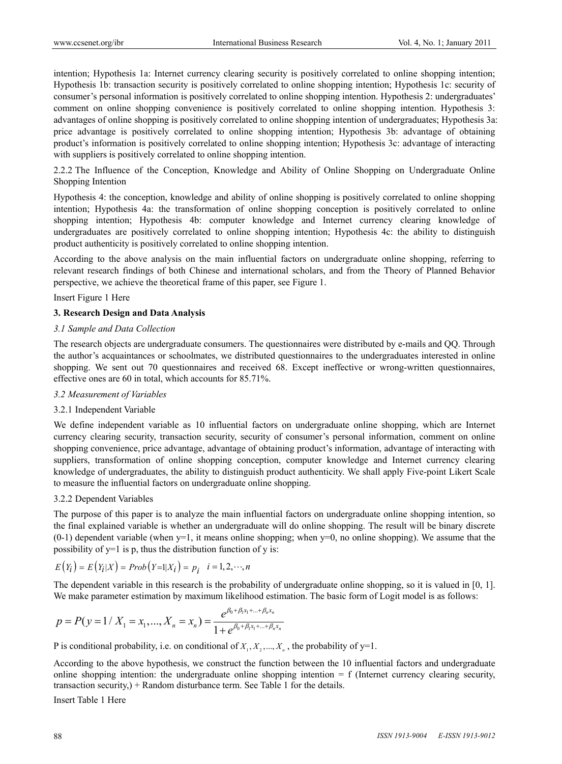intention; Hypothesis 1a: Internet currency clearing security is positively correlated to online shopping intention; Hypothesis 1b: transaction security is positively correlated to online shopping intention; Hypothesis 1c: security of consumer's personal information is positively correlated to online shopping intention. Hypothesis 2: undergraduates' comment on online shopping convenience is positively correlated to online shopping intention. Hypothesis 3: advantages of online shopping is positively correlated to online shopping intention of undergraduates; Hypothesis 3a: price advantage is positively correlated to online shopping intention; Hypothesis 3b: advantage of obtaining product's information is positively correlated to online shopping intention; Hypothesis 3c: advantage of interacting with suppliers is positively correlated to online shopping intention.

#### 2.2.2 The Influence of the Conception, Knowledge and Ability of Online Shopping on Undergraduate Online Shopping Intention

Hypothesis 4: the conception, knowledge and ability of online shopping is positively correlated to online shopping intention; Hypothesis 4a: the transformation of online shopping conception is positively correlated to online shopping intention; Hypothesis 4b: computer knowledge and Internet currency clearing knowledge of undergraduates are positively correlated to online shopping intention; Hypothesis 4c: the ability to distinguish product authenticity is positively correlated to online shopping intention.

According to the above analysis on the main influential factors on undergraduate online shopping, referring to relevant research findings of both Chinese and international scholars, and from the Theory of Planned Behavior perspective, we achieve the theoretical frame of this paper, see Figure 1.

Insert Figure 1 Here

## 3. Research Design and Data Analysis

### *3.1 Sample and Data Collection*

The research objects are undergraduate consumers. The questionnaires were distributed by e-mails and QQ. Through the author's acquaintances or schoolmates, we distributed questionnaires to the undergraduates interested in online shopping. We sent out 70 questionnaires and received 68. Except ineffective or wrong-written questionnaires, effective ones are 60 in total, which accounts for 85.71%.

### *3.2 Measurement of Variables*

#### 3.2.1 Independent Variable

We define independent variable as 10 influential factors on undergraduate online shopping, which are Internet currency clearing security, transaction security, security of consumer's personal information, comment on online shopping convenience, price advantage, advantage of obtaining product's information, advantage of interacting with suppliers, transformation of online shopping conception, computer knowledge and Internet currency clearing knowledge of undergraduates, the ability to distinguish product authenticity. We shall apply Five-point Likert Scale to measure the influential factors on undergraduate online shopping.

#### 3.2.2 Dependent Variables

The purpose of this paper is to analyze the main influential factors on undergraduate online shopping intention, so the final explained variable is whether an undergraduate will do online shopping. The result will be binary discrete (0-1) dependent variable (when y=1, it means online shopping; when y=0, no online shopping). We assume that the possibility of y=1 is p, thus the distribution function of y is:

$$E\left(Y_i\right) = E\left(Y_i|X\right) = Prob\left(Y=1|X_i\right) = p_i \quad i = 1, 2, \cdots, n$$

The dependent variable in this research is the probability of undergraduate online shopping, so it is valued in [0, 1]. We make parameter estimation by maximum likelihood estimation. The basic form of Logit model is as follows:

$$p = P(y = 1 / X_1 = x_1, ..., X_n = x_n) = \frac{e^{\beta_0 + \beta_1 x_1 + ... + \beta_n x_n}}{1 + e^{\beta_0 + \beta_1 x_1 + ... + \beta_n x_n}}$$

P is conditional probability, i.e. on conditional of $X_1, X_2, ..., X_n$, the probability of y=1.

According to the above hypothesis, we construct the function between the 10 influential factors and undergraduate online shopping intention: the undergraduate online shopping intention = f (Internet currency clearing security, transaction security,) + Random disturbance term. See Table 1 for the details.

Insert Table 1 Here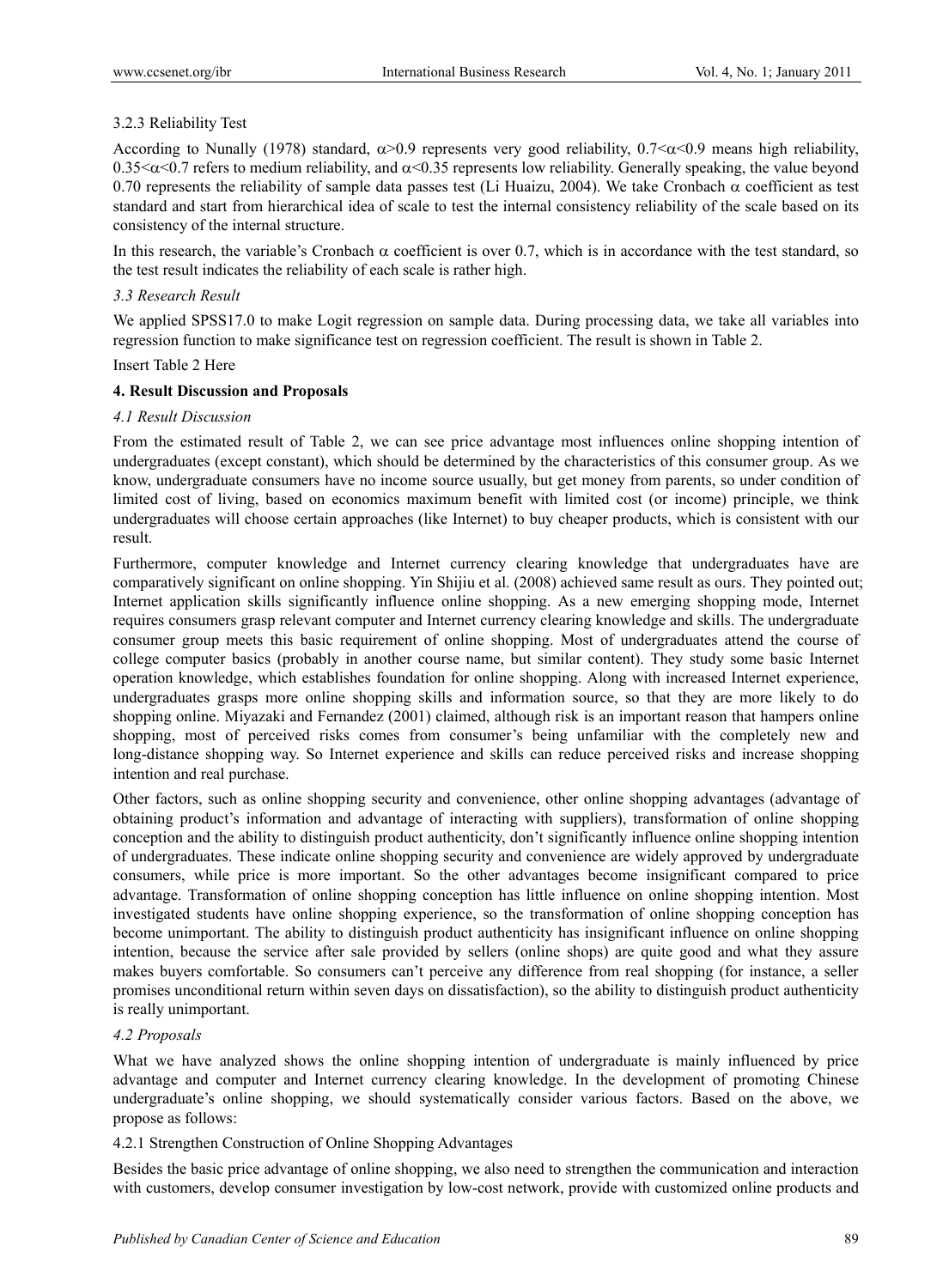3.2.3 Reliability Test

According to Nunally (1978) standard, $\alpha>0.9$ represents very good reliability, $0.7<\alpha<0.9$ means high reliability, $0.35<\alpha<0.7$ refers to medium reliability, and $\alpha<0.35$ represents low reliability. Generally speaking, the value beyond 0.70 represents the reliability of sample data passes test (Li Huaizu, 2004). We take Cronbach $\alpha$ coefficient as test standard and start from hierarchical idea of scale to test the internal consistency reliability of the scale based on its consistency of the internal structure.

In this research, the variable's Cronbach $\alpha$ coefficient is over 0.7, which is in accordance with the test standard, so the test result indicates the reliability of each scale is rather high.

### *3.3 Research Result*

We applied SPSS17.0 to make Logit regression on sample data. During processing data, we take all variables into regression function to make significance test on regression coefficient. The result is shown in Table 2.

Insert Table 2 Here

## 4. Result Discussion and Proposals

### *4.1 Result Discussion*

From the estimated result of Table 2, we can see price advantage most influences online shopping intention of undergraduates (except constant), which should be determined by the characteristics of this consumer group. As we know, undergraduate consumers have no income source usually, but get money from parents, so under condition of limited cost of living, based on economics maximum benefit with limited cost (or income) principle, we think undergraduates will choose certain approaches (like Internet) to buy cheaper products, which is consistent with our result.

Furthermore, computer knowledge and Internet currency clearing knowledge that undergraduates have are comparatively significant on online shopping. Yin Shijiu et al. (2008) achieved same result as ours. They pointed out; Internet application skills significantly influence online shopping. As a new emerging shopping mode, Internet requires consumers grasp relevant computer and Internet currency clearing knowledge and skills. The undergraduate consumer group meets this basic requirement of online shopping. Most of undergraduates attend the course of college computer basics (probably in another course name, but similar content). They study some basic Internet operation knowledge, which establishes foundation for online shopping. Along with increased Internet experience, undergraduates grasps more online shopping skills and information source, so that they are more likely to do shopping online. Miyazaki and Fernandez (2001) claimed, although risk is an important reason that hampers online shopping, most of perceived risks comes from consumer's being unfamiliar with the completely new and long-distance shopping way. So Internet experience and skills can reduce perceived risks and increase shopping intention and real purchase.

Other factors, such as online shopping security and convenience, other online shopping advantages (advantage of obtaining product's information and advantage of interacting with suppliers), transformation of online shopping conception and the ability to distinguish product authenticity, don't significantly influence online shopping intention of undergraduates. These indicate online shopping security and convenience are widely approved by undergraduate consumers, while price is more important. So the other advantages become insignificant compared to price advantage. Transformation of online shopping conception has little influence on online shopping intention. Most investigated students have online shopping experience, so the transformation of online shopping conception has become unimportant. The ability to distinguish product authenticity has insignificant influence on online shopping intention, because the service after sale provided by sellers (online shops) are quite good and what they assure makes buyers comfortable. So consumers can't perceive any difference from real shopping (for instance, a seller promises unconditional return within seven days on dissatisfaction), so the ability to distinguish product authenticity is really unimportant.

### *4.2 Proposals*

What we have analyzed shows the online shopping intention of undergraduate is mainly influenced by price advantage and computer and Internet currency clearing knowledge. In the development of promoting Chinese undergraduate's online shopping, we should systematically consider various factors. Based on the above, we propose as follows:

4.2.1 Strengthen Construction of Online Shopping Advantages

Besides the basic price advantage of online shopping, we also need to strengthen the communication and interaction with customers, develop consumer investigation by low-cost network, provide with customized online products and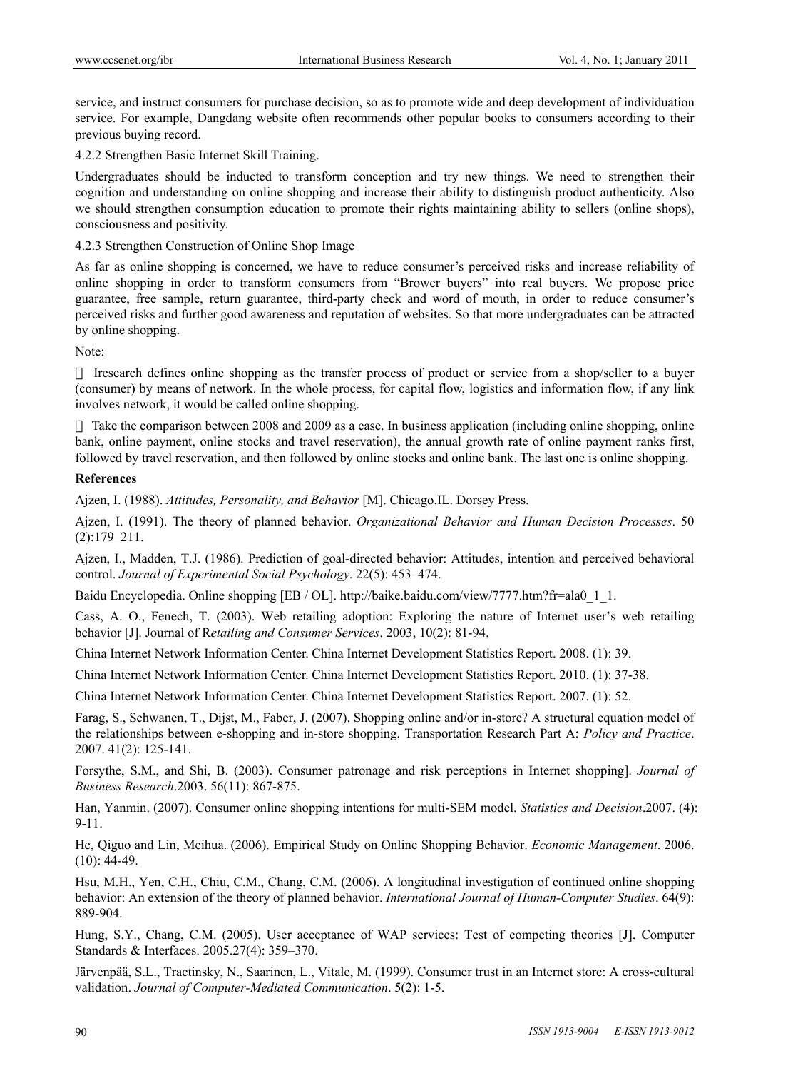service, and instruct consumers for purchase decision, so as to promote wide and deep development of individuation service. For example, Dangdang website often recommends other popular books to consumers according to their previous buying record.

#### 4.2.2 Strengthen Basic Internet Skill Training.

Undergraduates should be inducted to transform conception and try new things. We need to strengthen their cognition and understanding on online shopping and increase their ability to distinguish product authenticity. Also we should strengthen consumption education to promote their rights maintaining ability to sellers (online shops), consciousness and positivity.

#### 4.2.3 Strengthen Construction of Online Shop Image

As far as online shopping is concerned, we have to reduce consumer's perceived risks and increase reliability of online shopping in order to transform consumers from "Brower buyers" into real buyers. We propose price guarantee, free sample, return guarantee, third-party check and word of mouth, in order to reduce consumer's perceived risks and further good awareness and reputation of websites. So that more undergraduates can be attracted by online shopping.

Note:

 Iresearch defines online shopping as the transfer process of product or service from a shop/seller to a buyer (consumer) by means of network. In the whole process, for capital flow, logistics and information flow, if any link involves network, it would be called online shopping.

 Take the comparison between 2008 and 2009 as a case. In business application (including online shopping, online bank, online payment, online stocks and travel reservation), the annual growth rate of online payment ranks first, followed by travel reservation, and then followed by online stocks and online bank. The last one is online shopping.

## References

Ajzen, I. (1988). *Attitudes, Personality, and Behavior* [M]. Chicago.IL. Dorsey Press.

Ajzen, I. (1991). The theory of planned behavior. *Organizational Behavior and Human Decision Processes*. 50 (2):179–211.

Ajzen, I., Madden, T.J. (1986). Prediction of goal-directed behavior: Attitudes, intention and perceived behavioral control. *Journal of Experimental Social Psychology*. 22(5): 453–474.

Baidu Encyclopedia. Online shopping [EB / OL]. http://baike.baidu.com/view/7777.htm?fr=ala0_1_1.

Cass, A. O., Fenech, T. (2003). Web retailing adoption: Exploring the nature of Internet user's web retailing behavior [J]. Journal of R*etailing and Consumer Services*. 2003, 10(2): 81-94.

China Internet Network Information Center. China Internet Development Statistics Report. 2008. (1): 39.

China Internet Network Information Center. China Internet Development Statistics Report. 2010. (1): 37-38.

China Internet Network Information Center. China Internet Development Statistics Report. 2007. (1): 52.

Farag, S., Schwanen, T., Dijst, M., Faber, J. (2007). Shopping online and/or in-store? A structural equation model of the relationships between e-shopping and in-store shopping. Transportation Research Part A: *Policy and Practice*. 2007. 41(2): 125-141.

Forsythe, S.M., and Shi, B. (2003). Consumer patronage and risk perceptions in Internet shopping]. *Journal of Business Research*.2003. 56(11): 867-875.

Han, Yanmin. (2007). Consumer online shopping intentions for multi-SEM model. *Statistics and Decision*.2007. (4): 9-11.

He, Qiguo and Lin, Meihua. (2006). Empirical Study on Online Shopping Behavior. *Economic Management*. 2006. (10): 44-49.

Hsu, M.H., Yen, C.H., Chiu, C.M., Chang, C.M. (2006). A longitudinal investigation of continued online shopping behavior: An extension of the theory of planned behavior. *International Journal of Human-Computer Studies*. 64(9): 889-904.

Hung, S.Y., Chang, C.M. (2005). User acceptance of WAP services: Test of competing theories [J]. Computer Standards & Interfaces. 2005.27(4): 359–370.

Järvenpää, S.L., Tractinsky, N., Saarinen, L., Vitale, M. (1999). Consumer trust in an Internet store: A cross-cultural validation. *Journal of Computer-Mediated Communication*. 5(2): 1-5.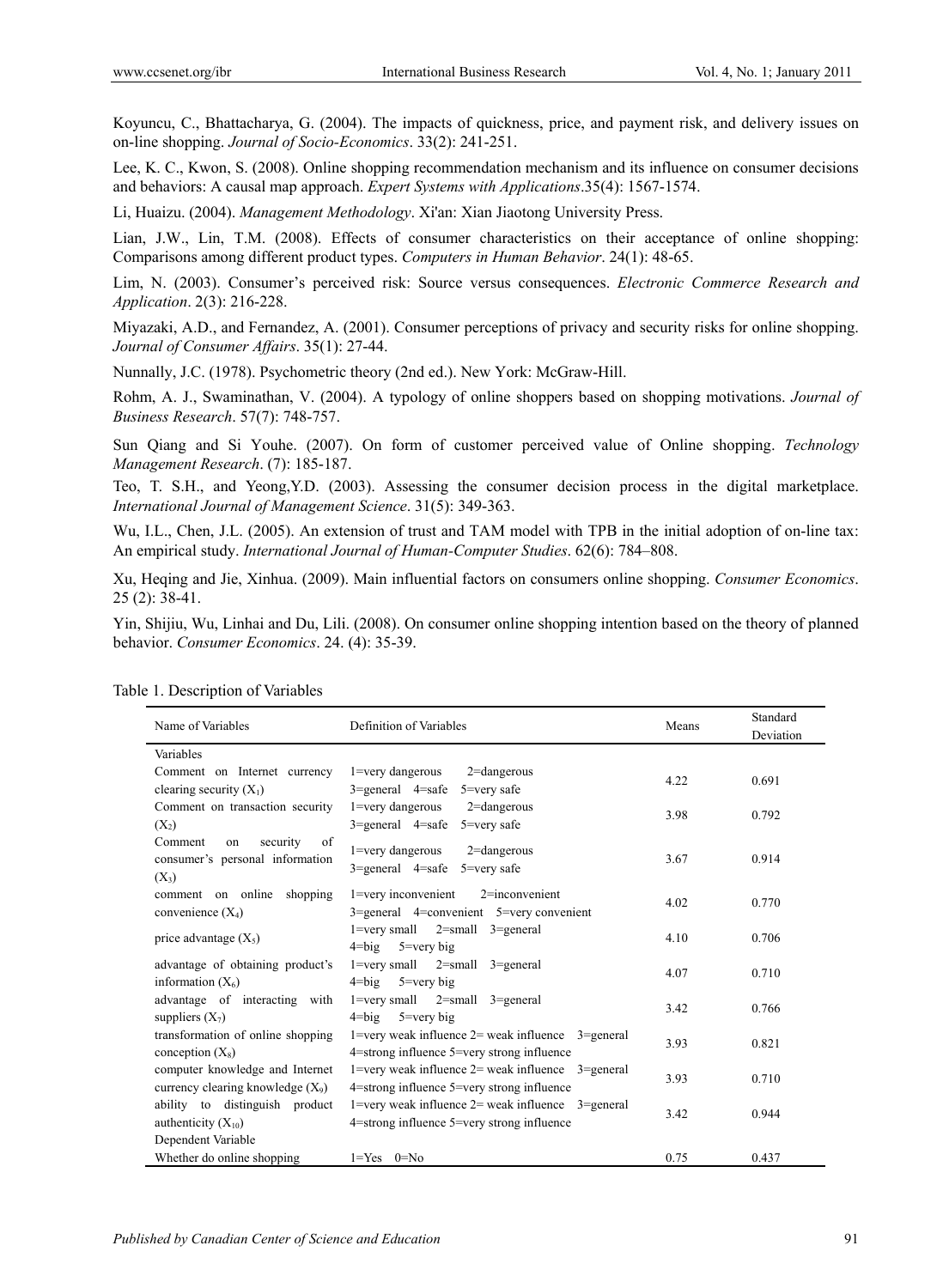Koyuncu, C., Bhattacharya, G. (2004). The impacts of quickness, price, and payment risk, and delivery issues on on-line shopping. *Journal of Socio-Economics*. 33(2): 241-251.

Lee, K. C., Kwon, S. (2008). Online shopping recommendation mechanism and its influence on consumer decisions and behaviors: A causal map approach. *Expert Systems with Applications*.35(4): 1567-1574.

Li, Huaizu. (2004). *Management Methodology*. Xi'an: Xian Jiaotong University Press.

Lian, J.W., Lin, T.M. (2008). Effects of consumer characteristics on their acceptance of online shopping: Comparisons among different product types. *Computers in Human Behavior*. 24(1): 48-65.

Lim, N. (2003). Consumer's perceived risk: Source versus consequences. *Electronic Commerce Research and Application*. 2(3): 216-228.

Miyazaki, A.D., and Fernandez, A. (2001). Consumer perceptions of privacy and security risks for online shopping. *Journal of Consumer Affairs*. 35(1): 27-44.

Nunnally, J.C. (1978). Psychometric theory (2nd ed.). New York: McGraw-Hill.

Rohm, A. J., Swaminathan, V. (2004). A typology of online shoppers based on shopping motivations. *Journal of Business Research*. 57(7): 748-757.

Sun Qiang and Si Youhe. (2007). On form of customer perceived value of Online shopping. *Technology Management Research*. (7): 185-187.

Teo, T. S.H., and Yeong,Y.D. (2003). Assessing the consumer decision process in the digital marketplace. *International Journal of Management Science*. 31(5): 349-363.

Wu, I.L., Chen, J.L. (2005). An extension of trust and TAM model with TPB in the initial adoption of on-line tax: An empirical study. *International Journal of Human-Computer Studies*. 62(6): 784–808.

Xu, Heqing and Jie, Xinhua. (2009). Main influential factors on consumers online shopping. *Consumer Economics*. 25 (2): 38-41.

Yin, Shijiu, Wu, Linhai and Du, Lili. (2008). On consumer online shopping intention based on the theory of planned behavior. *Consumer Economics*. 24. (4): 35-39.

Table 1. Description of Variables

| Name of Variables | Definition of Variables | Means | Standard Deviation |
|---|---|---|---|
| Variables | | | |
| Comment on Internet currency clearing security ($X_1$) | 1=very dangerous 2=dangerous 3=general 4=safe 5=very safe | 4.22 | 0.691 |
| Comment on transaction security ($X_2$) | 1=very dangerous 2=dangerous 3=general 4=safe 5=very safe | 3.98 | 0.792 |
| Comment on security of consumer's personal information ($X_3$) | 1=very dangerous 2=dangerous 3=general 4=safe 5=very safe | 3.67 | 0.914 |
| comment on online shopping convenience ($X_4$) | 1=very inconvenient 2=inconvenient 3=general 4=convenient 5=very convenient | 4.02 | 0.770 |
| price advantage ($X_5$) | 1=very small 2=small 3=general 4=big 5=very big | 4.10 | 0.706 |
| advantage of obtaining product's information ($X_6$) | 1=very small 2=small 3=general 4=big 5=very big | 4.07 | 0.710 |
| advantage of interacting with suppliers ($X_7$) | 1=very small 2=small 3=general 4=big 5=very big | 3.42 | 0.766 |
| transformation of online shopping conception ($X_8$) | 1=very weak influence 2= weak influence 3=general 4=strong influence 5=very strong influence | 3.93 | 0.821 |
| computer knowledge and Internet currency clearing knowledge ($X_9$) | 1=very weak influence 2= weak influence 3=general 4=strong influence 5=very strong influence | 3.93 | 0.710 |
| ability to distinguish product authenticity ($X_{10}$) | 1=very weak influence 2= weak influence 3=general 4=strong influence 5=very strong influence | 3.42 | 0.944 |
| Dependent Variable | | | |
| Whether do online shopping | 1=Yes 0=No | 0.75 | 0.437 |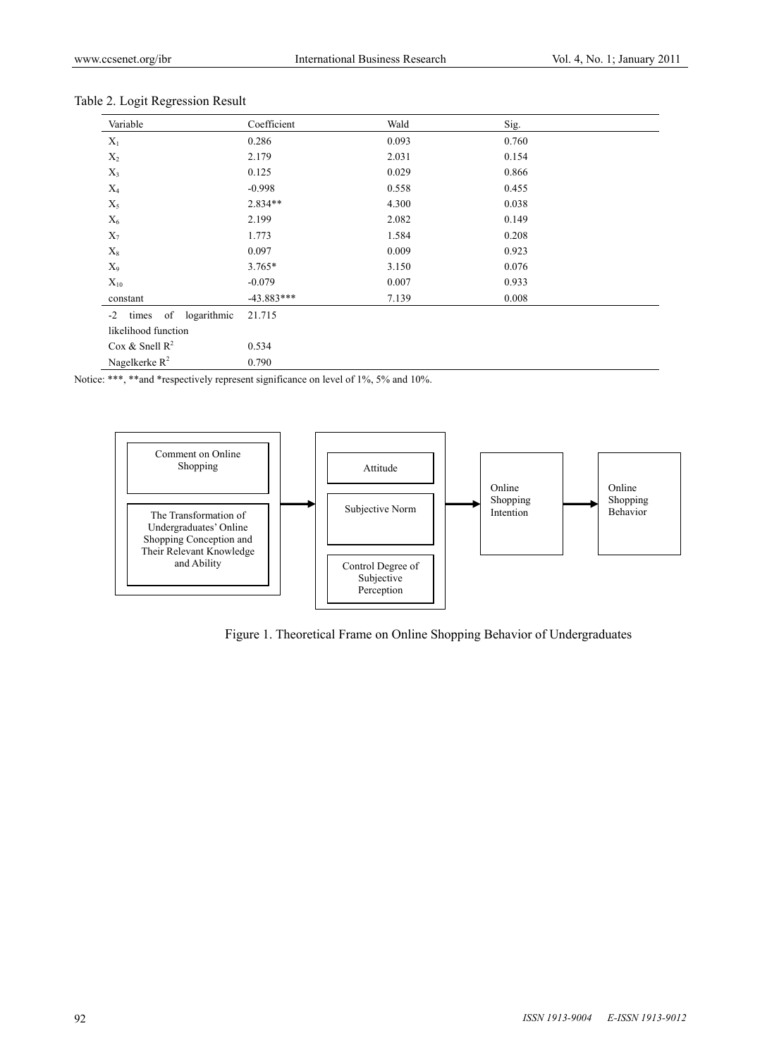Table 2. Logit Regression Result

| Variable | Coefficient | Wald | Sig. |
|---|---|---|---|
| $X_1$ | 0.286 | 0.093 | 0.760 |
| $X_2$ | 2.179 | 2.031 | 0.154 |
| $X_3$ | 0.125 | 0.029 | 0.866 |
| $X_4$ | -0.998 | 0.558 | 0.455 |
| $X_5$ | 2.834** | 4.300 | 0.038 |
| $X_6$ | 2.199 | 2.082 | 0.149 |
| $X_7$ | 1.773 | 1.584 | 0.208 |
| $X_8$ | 0.097 | 0.009 | 0.923 |
| $X_9$ | 3.765* | 3.150 | 0.076 |
| $X_{10}$ | -0.079 | 0.007 | 0.933 |
| constant | -43.883*** | 7.139 | 0.008 |
| -2 times of logarithmic likelihood function | 21.715 | | |
| Cox & Snell $R^2$ | 0.534 | | |
| Nagelkerke $R^2$ | 0.790 | | |

Notice: ***, **and *respectively represent significance on level of 1%, 5% and 10%.

Comment on Online Shopping

The Transformation of Undergraduates' Online Shopping Conception and Their Relevant Knowledge and Ability

Attitude

Subjective Norm

Control Degree of Subjective Perception

Online Shopping Intention

Online Shopping Behavior

Figure 1. Theoretical Frame on Online Shopping Behavior of Undergraduates